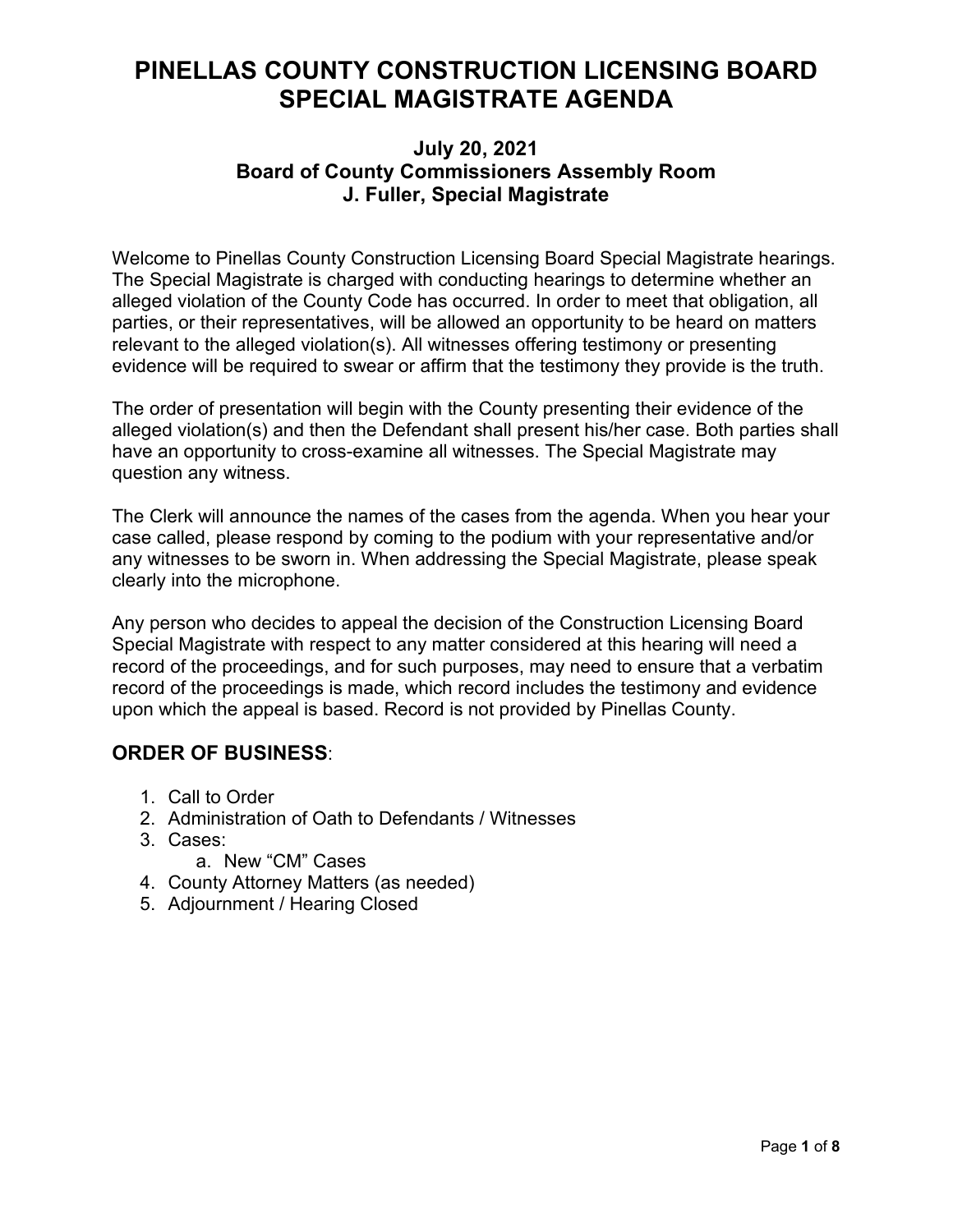# PINELLAS COUNTY CONSTRUCTION LICENSING BOARD SPECIAL MAGISTRATE AGENDA

### July 20, 2021
### Board of County Commissioners Assembly Room
### J. Fuller, Special Magistrate

Welcome to Pinellas County Construction Licensing Board Special Magistrate hearings. The Special Magistrate is charged with conducting hearings to determine whether an alleged violation of the County Code has occurred. In order to meet that obligation, all parties, or their representatives, will be allowed an opportunity to be heard on matters relevant to the alleged violation(s). All witnesses offering testimony or presenting evidence will be required to swear or affirm that the testimony they provide is the truth.

The order of presentation will begin with the County presenting their evidence of the alleged violation(s) and then the Defendant shall present his/her case. Both parties shall have an opportunity to cross-examine all witnesses. The Special Magistrate may question any witness.

The Clerk will announce the names of the cases from the agenda. When you hear your case called, please respond by coming to the podium with your representative and/or any witnesses to be sworn in. When addressing the Special Magistrate, please speak clearly into the microphone.

Any person who decides to appeal the decision of the Construction Licensing Board Special Magistrate with respect to any matter considered at this hearing will need a record of the proceedings, and for such purposes, may need to ensure that a verbatim record of the proceedings is made, which record includes the testimony and evidence upon which the appeal is based. Record is not provided by Pinellas County.

## ORDER OF BUSINESS:

1. Call to Order
2. Administration of Oath to Defendants / Witnesses
3. Cases:
    a. New "CM" Cases
4. County Attorney Matters (as needed)
5. Adjournment / Hearing Closed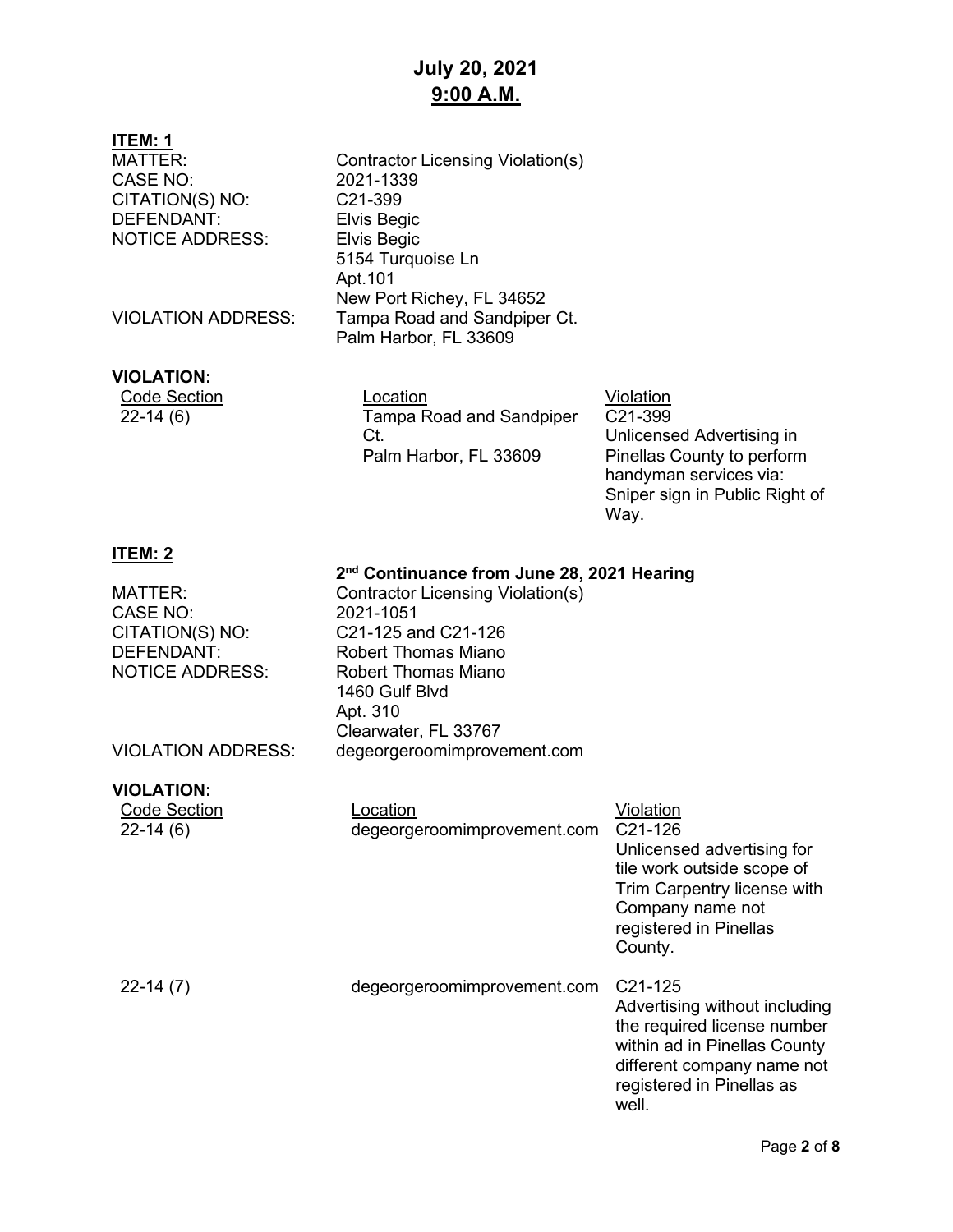# July 20, 2021
## 9:00 A.M.

**ITEM: 1**

| | |
|---|---|
| MATTER: | Contractor Licensing Violation(s) |
| CASE NO: | 2021-1339 |
| CITATION(S) NO: | C21-399 |
| DEFENDANT: | Elvis Begic |
| NOTICE ADDRESS: | Elvis Begic<br>5154 Turquoise Ln<br>Apt.101<br>New Port Richey, FL 34652 |
| VIOLATION ADDRESS: | Tampa Road and Sandpiper Ct.<br>Palm Harbor, FL 33609 |

**VIOLATION:**

| Code Section | Location | Violation |
|---|---|---|
| 22-14 (6) | Tampa Road and Sandpiper Ct.<br>Palm Harbor, FL 33609 | C21-399<br>Unlicensed Advertising in Pinellas County to perform handyman services via: Sniper sign in Public Right of Way. |

**ITEM: 2**

**2nd Continuance from June 28, 2021 Hearing**

| | |
|---|---|
| MATTER: | Contractor Licensing Violation(s) |
| CASE NO: | 2021-1051 |
| CITATION(S) NO: | C21-125 and C21-126 |
| DEFENDANT: | Robert Thomas Miano |
| NOTICE ADDRESS: | Robert Thomas Miano<br>1460 Gulf Blvd<br>Apt. 310<br>Clearwater, FL 33767 |
| VIOLATION ADDRESS: | degeorgeroomimprovement.com |

**VIOLATION:**

| Code Section | Location | Violation |
|---|---|---|
| 22-14 (6) | degeorgeroomimprovement.com | C21-126<br>Unlicensed advertising for tile work outside scope of Trim Carpentry license with Company name not registered in Pinellas County. |
| 22-14 (7) | degeorgeroomimprovement.com | C21-125<br>Advertising without including the required license number within ad in Pinellas County different company name not registered in Pinellas as well. |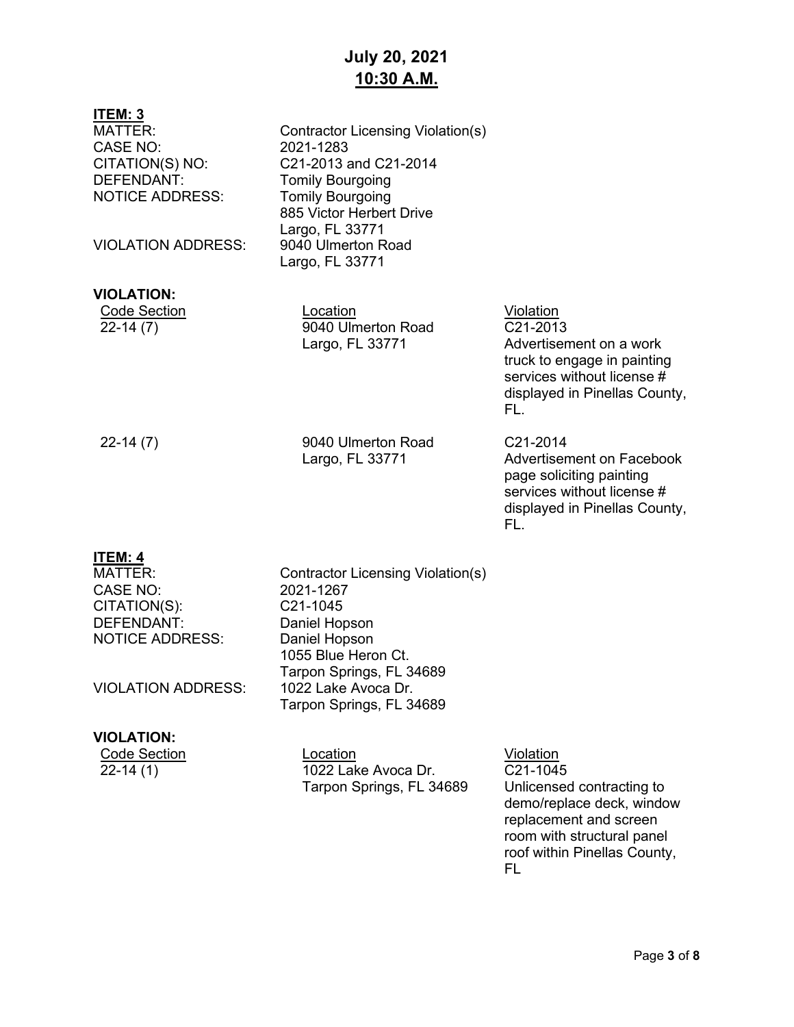# July 20, 2021
## 10:30 A.M.

**ITEM: 3**

| | |
|---|---|
| MATTER: | Contractor Licensing Violation(s) |
| CASE NO: | 2021-1283 |
| CITATION(S) NO: | C21-2013 and C21-2014 |
| DEFENDANT: | Tomily Bourgoing |
| NOTICE ADDRESS: | Tomily Bourgoing<br>885 Victor Herbert Drive<br>Largo, FL 33771 |
| VIOLATION ADDRESS: | 9040 Ulmerton Road<br>Largo, FL 33771 |

**VIOLATION:**

| Code Section | Location | Violation |
|---|---|---|
| 22-14 (7) | 9040 Ulmerton Road<br>Largo, FL 33771 | C21-2013<br>Advertisement on a work truck to engage in painting services without license # displayed in Pinellas County, FL. |
| 22-14 (7) | 9040 Ulmerton Road<br>Largo, FL 33771 | C21-2014<br>Advertisement on Facebook page soliciting painting services without license # displayed in Pinellas County, FL. |

**ITEM: 4**

| | |
|---|---|
| MATTER: | Contractor Licensing Violation(s) |
| CASE NO: | 2021-1267 |
| CITATION(S): | C21-1045 |
| DEFENDANT: | Daniel Hopson |
| NOTICE ADDRESS: | Daniel Hopson<br>1055 Blue Heron Ct.<br>Tarpon Springs, FL 34689 |
| VIOLATION ADDRESS: | 1022 Lake Avoca Dr.<br>Tarpon Springs, FL 34689 |

**VIOLATION:**

| Code Section | Location | Violation |
|---|---|---|
| 22-14 (1) | 1022 Lake Avoca Dr.<br>Tarpon Springs, FL 34689 | C21-1045<br>Unlicensed contracting to demo/replace deck, window replacement and screen room with structural panel roof within Pinellas County, FL |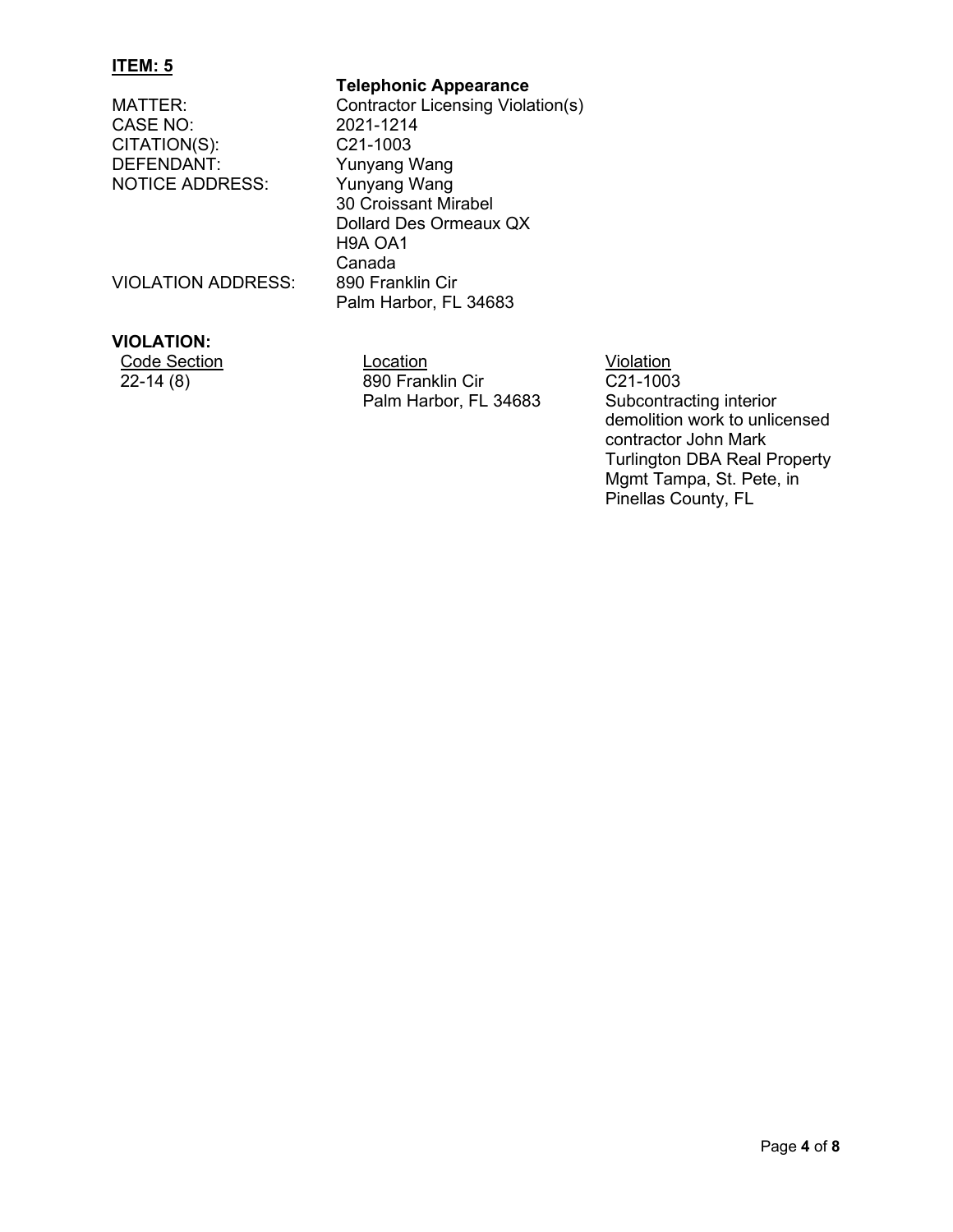**ITEM: 5**

**Telephonic Appearance**

| | |
|---|---|
| MATTER: | Contractor Licensing Violation(s) |
| CASE NO: | 2021-1214 |
| CITATION(S): | C21-1003 |
| DEFENDANT: | Yunyang Wang |
| NOTICE ADDRESS: | Yunyang Wang<br>30 Croissant Mirabel<br>Dollard Des Ormeaux QX<br>H9A OA1<br>Canada |
| VIOLATION ADDRESS: | 890 Franklin Cir<br>Palm Harbor, FL 34683 |

**VIOLATION:**

| Code Section | Location | Violation |
|---|---|---|
| 22-14 (8) | 890 Franklin Cir<br>Palm Harbor, FL 34683 | C21-1003<br>Subcontracting interior demolition work to unlicensed contractor John Mark Turlington DBA Real Property Mgmt Tampa, St. Pete, in Pinellas County, FL |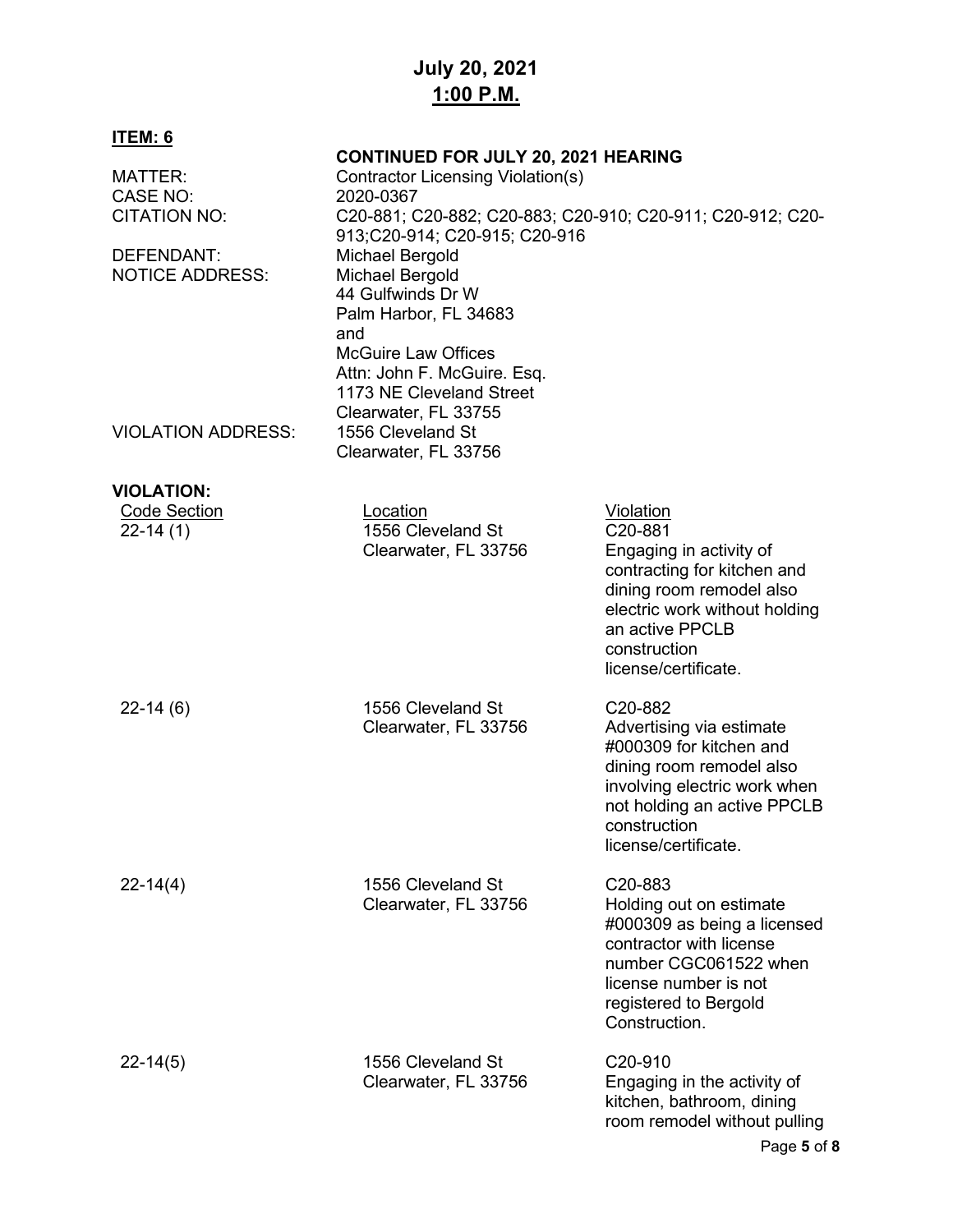**July 20, 2021**
**<u>1:00 P.M.</u>**

**<u>ITEM: 6</u>**

| | |
|---|---|
| | **CONTINUED FOR JULY 20, 2021 HEARING** |
| MATTER: | Contractor Licensing Violation(s) |
| CASE NO: | 2020-0367 |
| CITATION NO: | C20-881; C20-882; C20-883; C20-910; C20-911; C20-912; C20-913;C20-914; C20-915; C20-916 |
| DEFENDANT: | Michael Bergold |
| NOTICE ADDRESS: | Michael Bergold<br>44 Gulfwinds Dr W<br>Palm Harbor, FL 34683<br>and<br>McGuire Law Offices<br>Attn: John F. McGuire. Esq.<br>1173 NE Cleveland Street<br>Clearwater, FL 33755 |
| VIOLATION ADDRESS: | 1556 Cleveland St<br>Clearwater, FL 33756 |

**VIOLATION:**

| Code Section | Location | Violation |
|---|---|---|
| 22-14 (1) | 1556 Cleveland St<br>Clearwater, FL 33756 | C20-881<br>Engaging in activity of contracting for kitchen and dining room remodel also electric work without holding an active PPCLB construction license/certificate. |
| 22-14 (6) | 1556 Cleveland St<br>Clearwater, FL 33756 | C20-882<br>Advertising via estimate #000309 for kitchen and dining room remodel also involving electric work when not holding an active PPCLB construction license/certificate. |
| 22-14(4) | 1556 Cleveland St<br>Clearwater, FL 33756 | C20-883<br>Holding out on estimate #000309 as being a licensed contractor with license number CGC061522 when license number is not registered to Bergold Construction. |
| 22-14(5) | 1556 Cleveland St<br>Clearwater, FL 33756 | C20-910<br>Engaging in the activity of kitchen, bathroom, dining room remodel without pulling |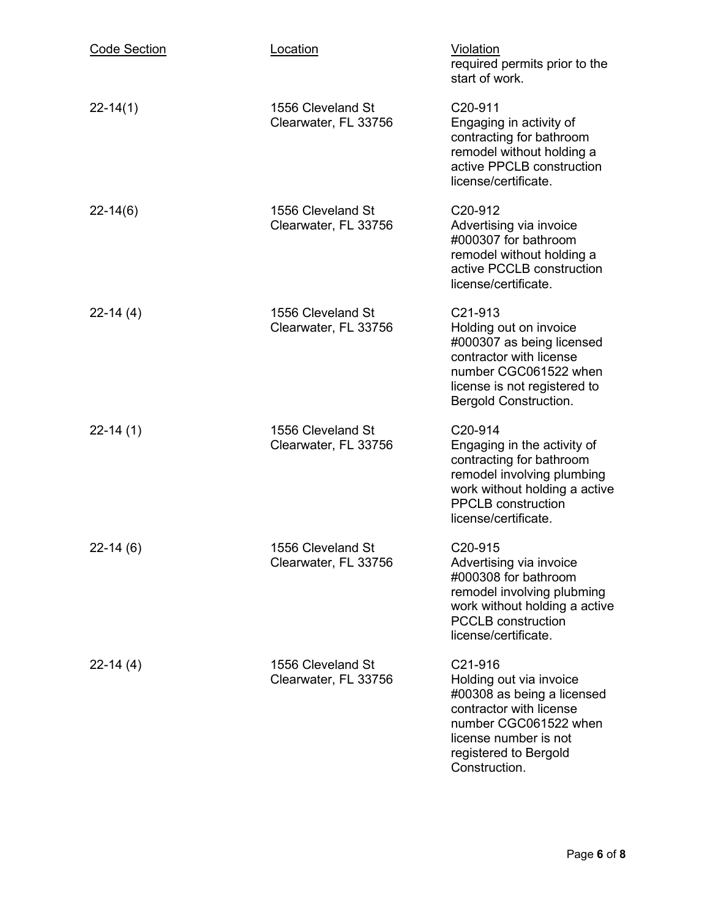| Code Section | Location | Violation |
|---|---|---|
| | | required permits prior to the start of work. |
| 22-14(1) | 1556 Cleveland St Clearwater, FL 33756 | C20-911 Engaging in activity of contracting for bathroom remodel without holding a active PPCLB construction license/certificate. |
| 22-14(6) | 1556 Cleveland St Clearwater, FL 33756 | C20-912 Advertising via invoice #000307 for bathroom remodel without holding a active PCCLB construction license/certificate. |
| 22-14 (4) | 1556 Cleveland St Clearwater, FL 33756 | C21-913 Holding out on invoice #000307 as being licensed contractor with license number CGC061522 when license is not registered to Bergold Construction. |
| 22-14 (1) | 1556 Cleveland St Clearwater, FL 33756 | C20-914 Engaging in the activity of contracting for bathroom remodel involving plumbing work without holding a active PPCLB construction license/certificate. |
| 22-14 (6) | 1556 Cleveland St Clearwater, FL 33756 | C20-915 Advertising via invoice #000308 for bathroom remodel involving plubming work without holding a active PCCLB construction license/certificate. |
| 22-14 (4) | 1556 Cleveland St Clearwater, FL 33756 | C21-916 Holding out via invoice #00308 as being a licensed contractor with license number CGC061522 when license number is not registered to Bergold Construction. |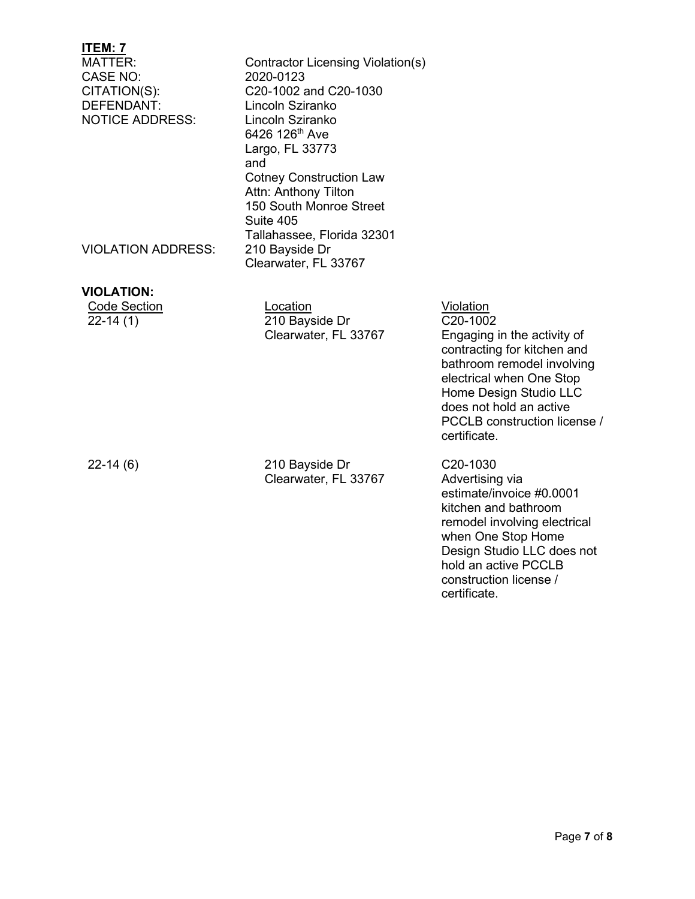**ITEM: 7**

| | |
|---|---|
| MATTER: | Contractor Licensing Violation(s) |
| CASE NO: | 2020-0123 |
| CITATION(S): | C20-1002 and C20-1030 |
| DEFENDANT: | Lincoln Sziranko |
| NOTICE ADDRESS: | Lincoln Sziranko<br>6426 126th Ave<br>Largo, FL 33773<br>and<br>Cotney Construction Law<br>Attn: Anthony Tilton<br>150 South Monroe Street<br>Suite 405<br>Tallahassee, Florida 32301 |
| VIOLATION ADDRESS: | 210 Bayside Dr<br>Clearwater, FL 33767 |

**VIOLATION:**

| Code Section | Location | Violation |
|---|---|---|
| 22-14 (1) | 210 Bayside Dr<br>Clearwater, FL 33767 | C20-1002<br>Engaging in the activity of contracting for kitchen and bathroom remodel involving electrical when One Stop Home Design Studio LLC does not hold an active PCCLB construction license / certificate. |
| 22-14 (6) | 210 Bayside Dr<br>Clearwater, FL 33767 | C20-1030<br>Advertising via estimate/invoice #0.0001 kitchen and bathroom remodel involving electrical when One Stop Home Design Studio LLC does not hold an active PCCLB construction license / certificate. |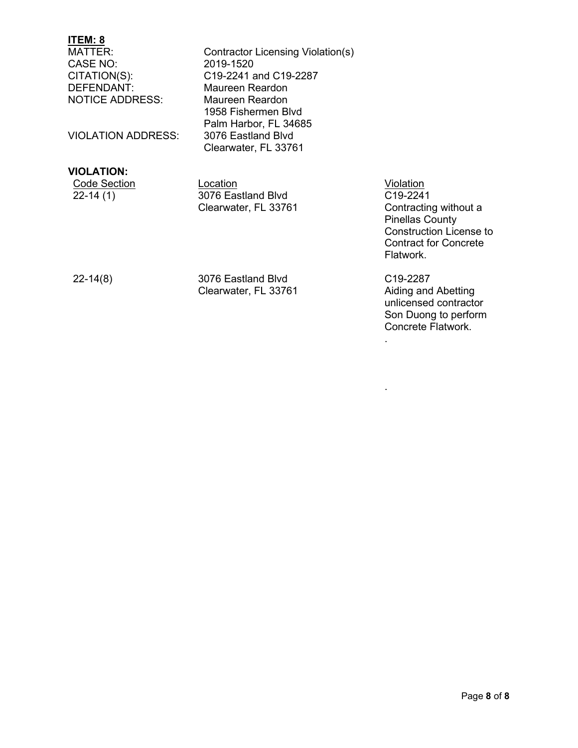**ITEM: 8**

MATTER: Contractor Licensing Violation(s)
CASE NO: 2019-1520
CITATION(S): C19-2241 and C19-2287
DEFENDANT: Maureen Reardon
NOTICE ADDRESS: Maureen Reardon
1958 Fishermen Blvd
Palm Harbor, FL 34685
VIOLATION ADDRESS: 3076 Eastland Blvd
Clearwater, FL 33761

**VIOLATION:**

| Code Section | Location | Violation |
| --- | --- | --- |
| 22-14 (1) | 3076 Eastland Blvd Clearwater, FL 33761 | C19-2241 Contracting without a Pinellas County Construction License to Contract for Concrete Flatwork. |
| 22-14(8) | 3076 Eastland Blvd Clearwater, FL 33761 | C19-2287 Aiding and Abetting unlicensed contractor Son Duong to perform Concrete Flatwork. |

.

.